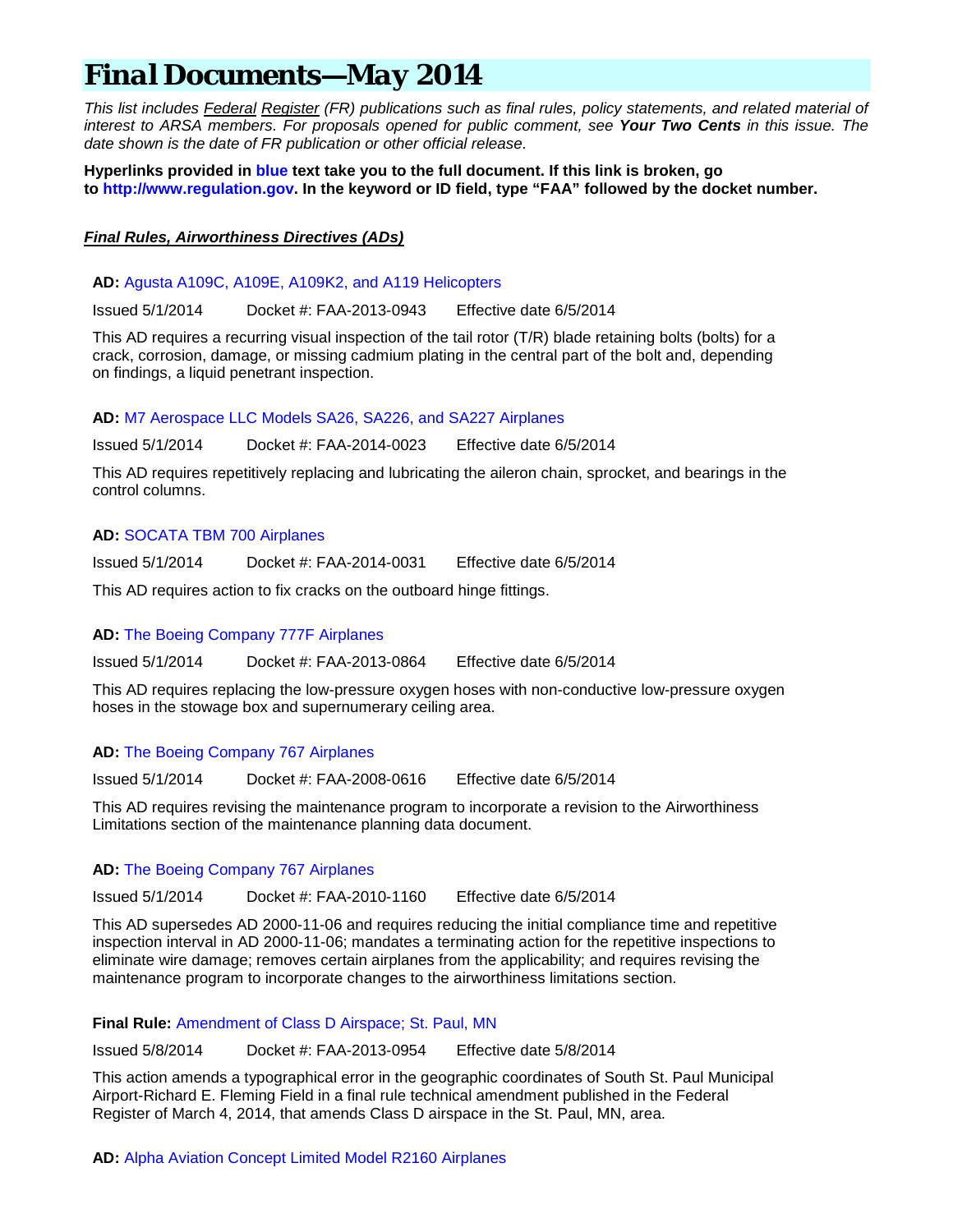# Final Documents—May 2014

*This list includes Federal Register (FR) publications such as final rules, policy statements, and related material of interest to ARSA members. For proposals opened for public comment, see **Your Two Cents** in this issue. The date shown is the date of FR publication or other official release.*

**Hyperlinks provided in blue text take you to the full document. If this link is broken, go to http://www.regulation.gov. In the keyword or ID field, type "FAA" followed by the docket number.**

***Final Rules, Airworthiness Directives (ADs)***

**AD:** Agusta A109C, A109E, A109K2, and A119 Helicopters

Issued 5/1/2014 Docket #: FAA-2013-0943 Effective date 6/5/2014

This AD requires a recurring visual inspection of the tail rotor (T/R) blade retaining bolts (bolts) for a crack, corrosion, damage, or missing cadmium plating in the central part of the bolt and, depending on findings, a liquid penetrant inspection.

**AD:** M7 Aerospace LLC Models SA26, SA226, and SA227 Airplanes

Issued 5/1/2014 Docket #: FAA-2014-0023 Effective date 6/5/2014

This AD requires repetitively replacing and lubricating the aileron chain, sprocket, and bearings in the control columns.

**AD:** SOCATA TBM 700 Airplanes

Issued 5/1/2014 Docket #: FAA-2014-0031 Effective date 6/5/2014

This AD requires action to fix cracks on the outboard hinge fittings.

**AD:** The Boeing Company 777F Airplanes

Issued 5/1/2014 Docket #: FAA-2013-0864 Effective date 6/5/2014

This AD requires replacing the low-pressure oxygen hoses with non-conductive low-pressure oxygen hoses in the stowage box and supernumerary ceiling area.

**AD:** The Boeing Company 767 Airplanes

Issued 5/1/2014 Docket #: FAA-2008-0616 Effective date 6/5/2014

This AD requires revising the maintenance program to incorporate a revision to the Airworthiness Limitations section of the maintenance planning data document.

**AD:** The Boeing Company 767 Airplanes

Issued 5/1/2014 Docket #: FAA-2010-1160 Effective date 6/5/2014

This AD supersedes AD 2000-11-06 and requires reducing the initial compliance time and repetitive inspection interval in AD 2000-11-06; mandates a terminating action for the repetitive inspections to eliminate wire damage; removes certain airplanes from the applicability; and requires revising the maintenance program to incorporate changes to the airworthiness limitations section.

**Final Rule:** Amendment of Class D Airspace; St. Paul, MN

Issued 5/8/2014 Docket #: FAA-2013-0954 Effective date 5/8/2014

This action amends a typographical error in the geographic coordinates of South St. Paul Municipal Airport-Richard E. Fleming Field in a final rule technical amendment published in the Federal Register of March 4, 2014, that amends Class D airspace in the St. Paul, MN, area.

**AD:** Alpha Aviation Concept Limited Model R2160 Airplanes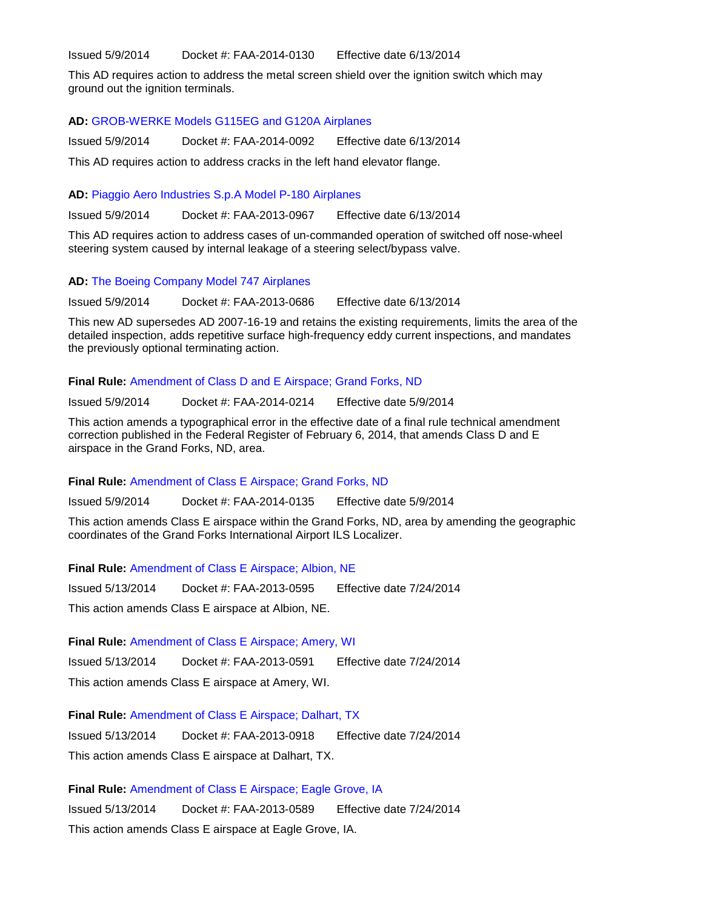Issued 5/9/2014    Docket #: FAA-2014-0130    Effective date 6/13/2014

This AD requires action to address the metal screen shield over the ignition switch which may ground out the ignition terminals.

**AD:** GROB-WERKE Models G115EG and G120A Airplanes

Issued 5/9/2014    Docket #: FAA-2014-0092    Effective date 6/13/2014

This AD requires action to address cracks in the left hand elevator flange.

**AD:** Piaggio Aero Industries S.p.A Model P-180 Airplanes

Issued 5/9/2014    Docket #: FAA-2013-0967    Effective date 6/13/2014

This AD requires action to address cases of un-commanded operation of switched off nose-wheel steering system caused by internal leakage of a steering select/bypass valve.

**AD:** The Boeing Company Model 747 Airplanes

Issued 5/9/2014    Docket #: FAA-2013-0686    Effective date 6/13/2014

This new AD supersedes AD 2007-16-19 and retains the existing requirements, limits the area of the detailed inspection, adds repetitive surface high-frequency eddy current inspections, and mandates the previously optional terminating action.

**Final Rule:** Amendment of Class D and E Airspace; Grand Forks, ND

Issued 5/9/2014    Docket #: FAA-2014-0214    Effective date 5/9/2014

This action amends a typographical error in the effective date of a final rule technical amendment correction published in the Federal Register of February 6, 2014, that amends Class D and E airspace in the Grand Forks, ND, area.

**Final Rule:** Amendment of Class E Airspace; Grand Forks, ND

Issued 5/9/2014    Docket #: FAA-2014-0135    Effective date 5/9/2014

This action amends Class E airspace within the Grand Forks, ND, area by amending the geographic coordinates of the Grand Forks International Airport ILS Localizer.

**Final Rule:** Amendment of Class E Airspace; Albion, NE

Issued 5/13/2014    Docket #: FAA-2013-0595    Effective date 7/24/2014

This action amends Class E airspace at Albion, NE.

**Final Rule:** Amendment of Class E Airspace; Amery, WI

Issued 5/13/2014    Docket #: FAA-2013-0591    Effective date 7/24/2014

This action amends Class E airspace at Amery, WI.

**Final Rule:** Amendment of Class E Airspace; Dalhart, TX

Issued 5/13/2014    Docket #: FAA-2013-0918    Effective date 7/24/2014

This action amends Class E airspace at Dalhart, TX.

**Final Rule:** Amendment of Class E Airspace; Eagle Grove, IA

Issued 5/13/2014    Docket #: FAA-2013-0589    Effective date 7/24/2014

This action amends Class E airspace at Eagle Grove, IA.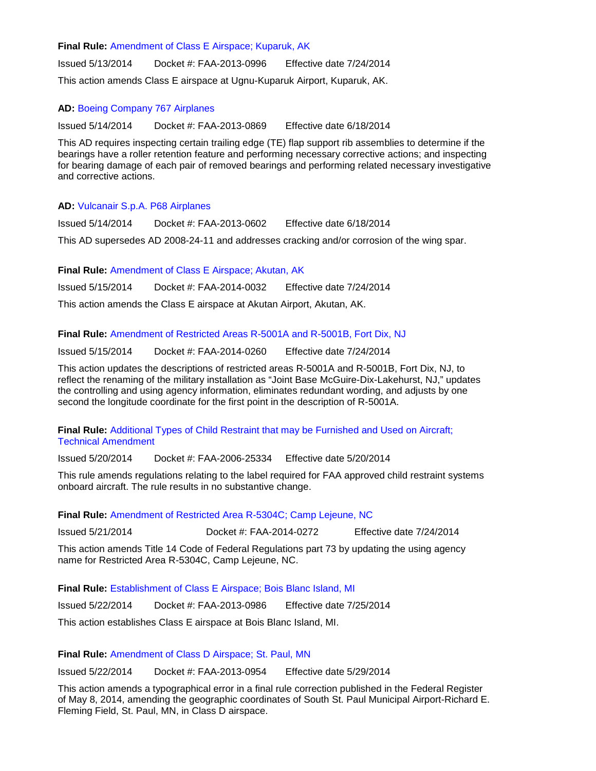**Final Rule:** Amendment of Class E Airspace; Kuparuk, AK

Issued 5/13/2014 Docket #: FAA-2013-0996 Effective date 7/24/2014

This action amends Class E airspace at Ugnu-Kuparuk Airport, Kuparuk, AK.

**AD:** Boeing Company 767 Airplanes

Issued 5/14/2014 Docket #: FAA-2013-0869 Effective date 6/18/2014

This AD requires inspecting certain trailing edge (TE) flap support rib assemblies to determine if the bearings have a roller retention feature and performing necessary corrective actions; and inspecting for bearing damage of each pair of removed bearings and performing related necessary investigative and corrective actions.

**AD:** Vulcanair S.p.A. P68 Airplanes

Issued 5/14/2014 Docket #: FAA-2013-0602 Effective date 6/18/2014

This AD supersedes AD 2008-24-11 and addresses cracking and/or corrosion of the wing spar.

**Final Rule:** Amendment of Class E Airspace; Akutan, AK

Issued 5/15/2014 Docket #: FAA-2014-0032 Effective date 7/24/2014

This action amends the Class E airspace at Akutan Airport, Akutan, AK.

**Final Rule:** Amendment of Restricted Areas R-5001A and R-5001B, Fort Dix, NJ

Issued 5/15/2014 Docket #: FAA-2014-0260 Effective date 7/24/2014

This action updates the descriptions of restricted areas R-5001A and R-5001B, Fort Dix, NJ, to reflect the renaming of the military installation as "Joint Base McGuire-Dix-Lakehurst, NJ," updates the controlling and using agency information, eliminates redundant wording, and adjusts by one second the longitude coordinate for the first point in the description of R-5001A.

**Final Rule:** Additional Types of Child Restraint that may be Furnished and Used on Aircraft; Technical Amendment

Issued 5/20/2014 Docket #: FAA-2006-25334 Effective date 5/20/2014

This rule amends regulations relating to the label required for FAA approved child restraint systems onboard aircraft. The rule results in no substantive change.

**Final Rule:** Amendment of Restricted Area R-5304C; Camp Lejeune, NC

Issued 5/21/2014 Docket #: FAA-2014-0272 Effective date 7/24/2014

This action amends Title 14 Code of Federal Regulations part 73 by updating the using agency name for Restricted Area R-5304C, Camp Lejeune, NC.

**Final Rule:** Establishment of Class E Airspace; Bois Blanc Island, MI

Issued 5/22/2014 Docket #: FAA-2013-0986 Effective date 7/25/2014

This action establishes Class E airspace at Bois Blanc Island, MI.

**Final Rule:** Amendment of Class D Airspace; St. Paul, MN

Issued 5/22/2014 Docket #: FAA-2013-0954 Effective date 5/29/2014

This action amends a typographical error in a final rule correction published in the Federal Register of May 8, 2014, amending the geographic coordinates of South St. Paul Municipal Airport-Richard E. Fleming Field, St. Paul, MN, in Class D airspace.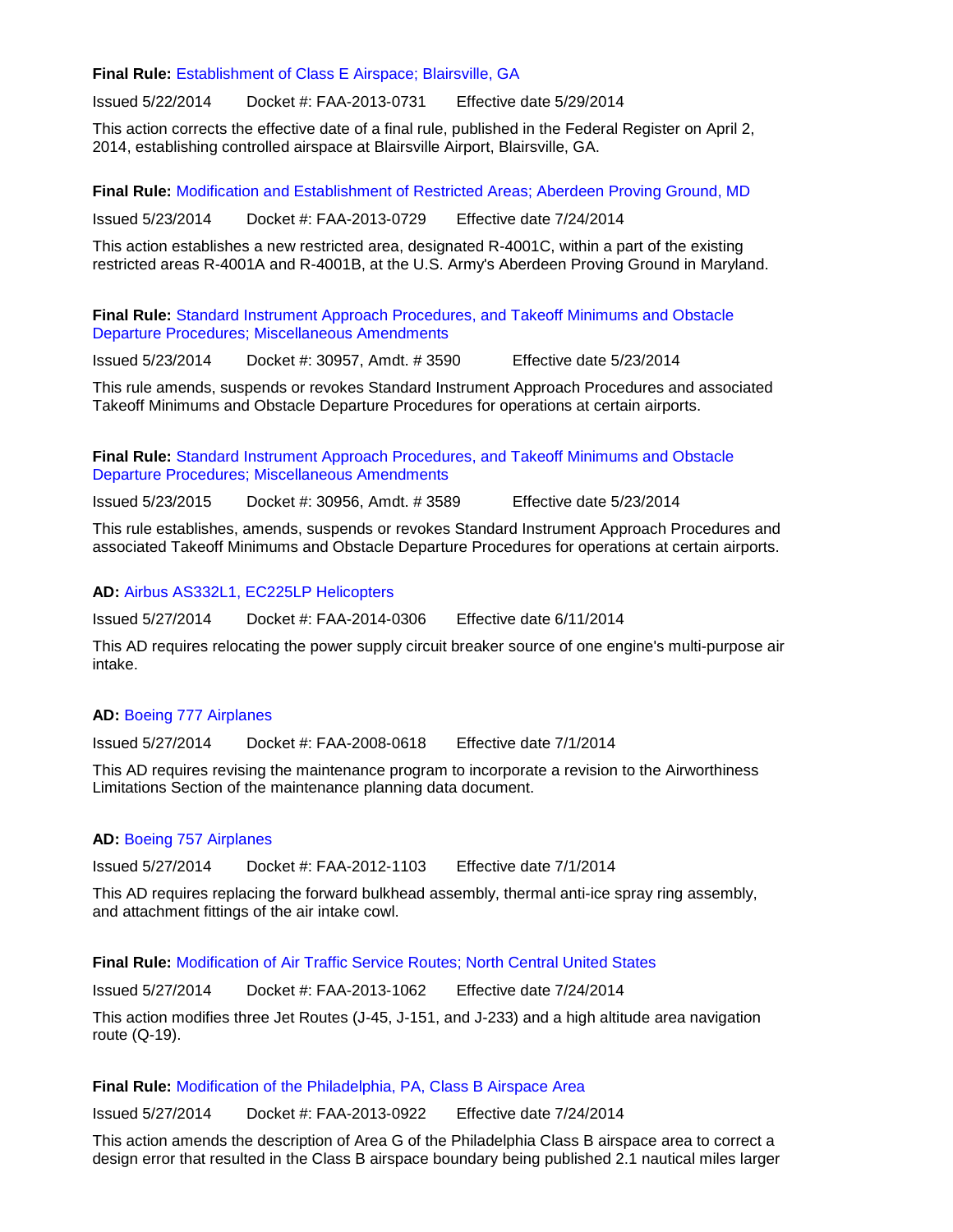**Final Rule:** Establishment of Class E Airspace; Blairsville, GA

Issued 5/22/2014 Docket #: FAA-2013-0731 Effective date 5/29/2014

This action corrects the effective date of a final rule, published in the Federal Register on April 2, 2014, establishing controlled airspace at Blairsville Airport, Blairsville, GA.

**Final Rule:** Modification and Establishment of Restricted Areas; Aberdeen Proving Ground, MD

Issued 5/23/2014 Docket #: FAA-2013-0729 Effective date 7/24/2014

This action establishes a new restricted area, designated R-4001C, within a part of the existing restricted areas R-4001A and R-4001B, at the U.S. Army's Aberdeen Proving Ground in Maryland.

**Final Rule:** Standard Instrument Approach Procedures, and Takeoff Minimums and Obstacle Departure Procedures; Miscellaneous Amendments

Issued 5/23/2014 Docket #: 30957, Amdt. # 3590 Effective date 5/23/2014

This rule amends, suspends or revokes Standard Instrument Approach Procedures and associated Takeoff Minimums and Obstacle Departure Procedures for operations at certain airports.

**Final Rule:** Standard Instrument Approach Procedures, and Takeoff Minimums and Obstacle Departure Procedures; Miscellaneous Amendments

Issued 5/23/2015 Docket #: 30956, Amdt. # 3589 Effective date 5/23/2014

This rule establishes, amends, suspends or revokes Standard Instrument Approach Procedures and associated Takeoff Minimums and Obstacle Departure Procedures for operations at certain airports.

**AD:** Airbus AS332L1, EC225LP Helicopters

Issued 5/27/2014 Docket #: FAA-2014-0306 Effective date 6/11/2014

This AD requires relocating the power supply circuit breaker source of one engine's multi-purpose air intake.

**AD:** Boeing 777 Airplanes

Issued 5/27/2014 Docket #: FAA-2008-0618 Effective date 7/1/2014

This AD requires revising the maintenance program to incorporate a revision to the Airworthiness Limitations Section of the maintenance planning data document.

**AD:** Boeing 757 Airplanes

Issued 5/27/2014 Docket #: FAA-2012-1103 Effective date 7/1/2014

This AD requires replacing the forward bulkhead assembly, thermal anti-ice spray ring assembly, and attachment fittings of the air intake cowl.

**Final Rule:** Modification of Air Traffic Service Routes; North Central United States

Issued 5/27/2014 Docket #: FAA-2013-1062 Effective date 7/24/2014

This action modifies three Jet Routes (J-45, J-151, and J-233) and a high altitude area navigation route (Q-19).

**Final Rule:** Modification of the Philadelphia, PA, Class B Airspace Area

Issued 5/27/2014 Docket #: FAA-2013-0922 Effective date 7/24/2014

This action amends the description of Area G of the Philadelphia Class B airspace area to correct a design error that resulted in the Class B airspace boundary being published 2.1 nautical miles larger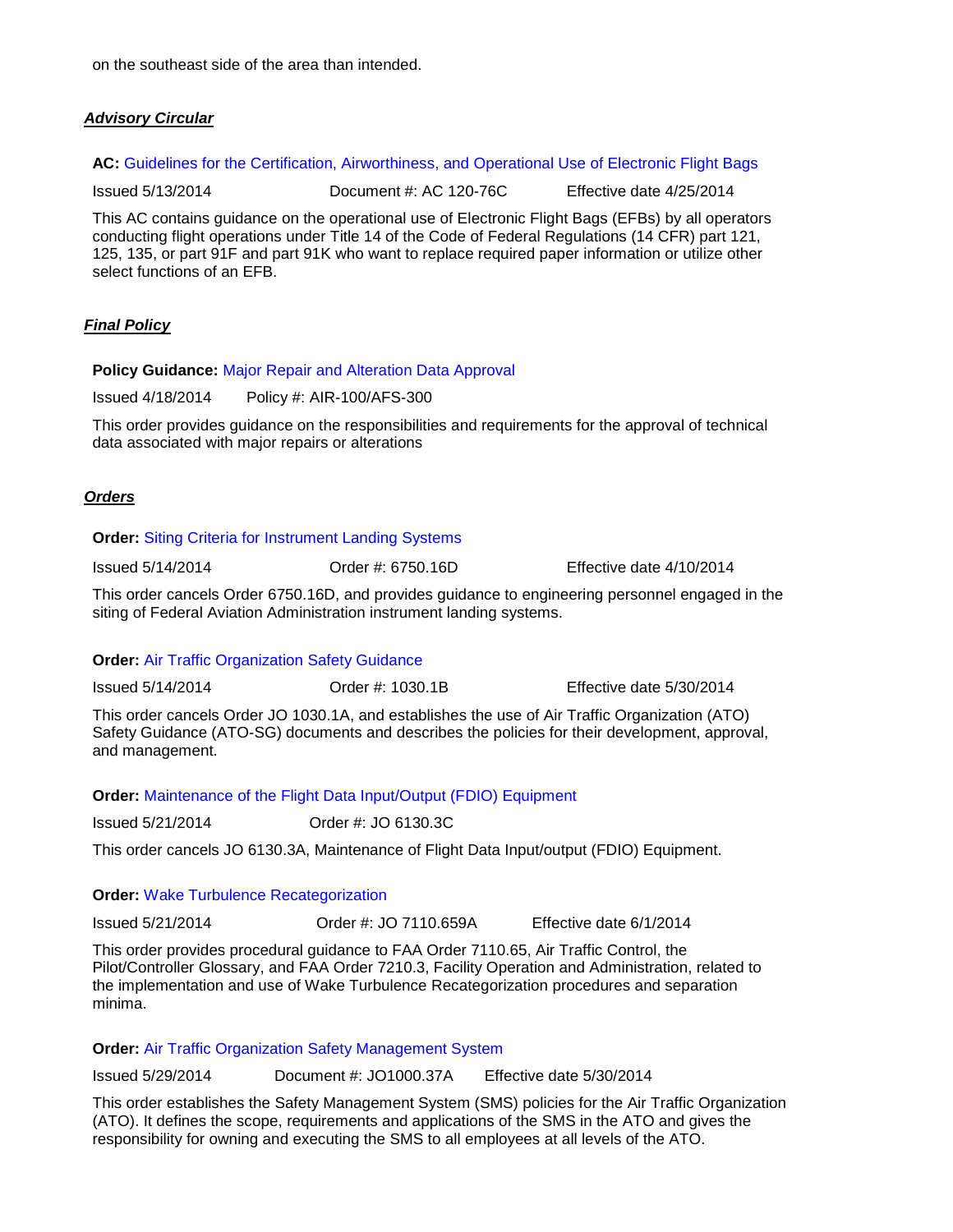on the southeast side of the area than intended.

### ***Advisory Circular***

**AC:** Guidelines for the Certification, Airworthiness, and Operational Use of Electronic Flight Bags

Issued 5/13/2014 Document #: AC 120-76C Effective date 4/25/2014

This AC contains guidance on the operational use of Electronic Flight Bags (EFBs) by all operators conducting flight operations under Title 14 of the Code of Federal Regulations (14 CFR) part 121, 125, 135, or part 91F and part 91K who want to replace required paper information or utilize other select functions of an EFB.

### ***Final Policy***

**Policy Guidance:** Major Repair and Alteration Data Approval

Issued 4/18/2014 Policy #: AIR-100/AFS-300

This order provides guidance on the responsibilities and requirements for the approval of technical data associated with major repairs or alterations

### ***Orders***

**Order:** Siting Criteria for Instrument Landing Systems

Issued 5/14/2014 Order #: 6750.16D Effective date 4/10/2014

This order cancels Order 6750.16D, and provides guidance to engineering personnel engaged in the siting of Federal Aviation Administration instrument landing systems.

**Order:** Air Traffic Organization Safety Guidance

Issued 5/14/2014 Order #: 1030.1B Effective date 5/30/2014

This order cancels Order JO 1030.1A, and establishes the use of Air Traffic Organization (ATO) Safety Guidance (ATO-SG) documents and describes the policies for their development, approval, and management.

**Order:** Maintenance of the Flight Data Input/Output (FDIO) Equipment

Issued 5/21/2014 Order #: JO 6130.3C

This order cancels JO 6130.3A, Maintenance of Flight Data Input/output (FDIO) Equipment.

**Order:** Wake Turbulence Recategorization

Issued 5/21/2014 Order #: JO 7110.659A Effective date 6/1/2014

This order provides procedural guidance to FAA Order 7110.65, Air Traffic Control, the Pilot/Controller Glossary, and FAA Order 7210.3, Facility Operation and Administration, related to the implementation and use of Wake Turbulence Recategorization procedures and separation minima.

**Order:** Air Traffic Organization Safety Management System

Issued 5/29/2014 Document #: JO1000.37A Effective date 5/30/2014

This order establishes the Safety Management System (SMS) policies for the Air Traffic Organization (ATO). It defines the scope, requirements and applications of the SMS in the ATO and gives the responsibility for owning and executing the SMS to all employees at all levels of the ATO.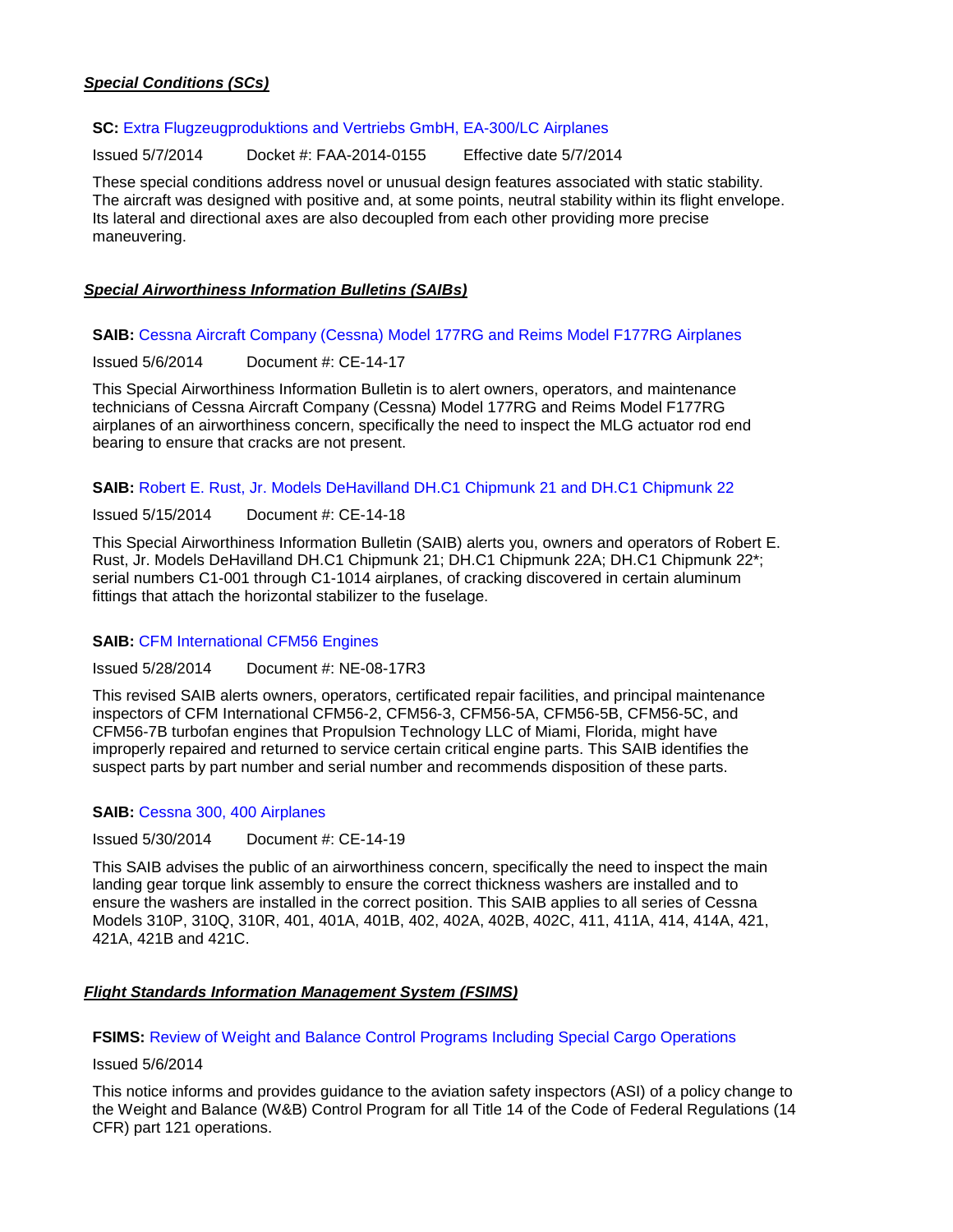## ***Special Conditions (SCs)***

**SC:** Extra Flugzeugproduktions and Vertriebs GmbH, EA-300/LC Airplanes

Issued 5/7/2014 Docket #: FAA-2014-0155 Effective date 5/7/2014

These special conditions address novel or unusual design features associated with static stability. The aircraft was designed with positive and, at some points, neutral stability within its flight envelope. Its lateral and directional axes are also decoupled from each other providing more precise maneuvering.

## ***Special Airworthiness Information Bulletins (SAIBs)***

**SAIB:** Cessna Aircraft Company (Cessna) Model 177RG and Reims Model F177RG Airplanes

Issued 5/6/2014 Document #: CE-14-17

This Special Airworthiness Information Bulletin is to alert owners, operators, and maintenance technicians of Cessna Aircraft Company (Cessna) Model 177RG and Reims Model F177RG airplanes of an airworthiness concern, specifically the need to inspect the MLG actuator rod end bearing to ensure that cracks are not present.

**SAIB:** Robert E. Rust, Jr. Models DeHavilland DH.C1 Chipmunk 21 and DH.C1 Chipmunk 22

Issued 5/15/2014 Document #: CE-14-18

This Special Airworthiness Information Bulletin (SAIB) alerts you, owners and operators of Robert E. Rust, Jr. Models DeHavilland DH.C1 Chipmunk 21; DH.C1 Chipmunk 22A; DH.C1 Chipmunk 22*; serial numbers C1-001 through C1-1014 airplanes, of cracking discovered in certain aluminum fittings that attach the horizontal stabilizer to the fuselage.

**SAIB:** CFM International CFM56 Engines

Issued 5/28/2014 Document #: NE-08-17R3

This revised SAIB alerts owners, operators, certificated repair facilities, and principal maintenance inspectors of CFM International CFM56-2, CFM56-3, CFM56-5A, CFM56-5B, CFM56-5C, and CFM56-7B turbofan engines that Propulsion Technology LLC of Miami, Florida, might have improperly repaired and returned to service certain critical engine parts. This SAIB identifies the suspect parts by part number and serial number and recommends disposition of these parts.

**SAIB:** Cessna 300, 400 Airplanes

Issued 5/30/2014 Document #: CE-14-19

This SAIB advises the public of an airworthiness concern, specifically the need to inspect the main landing gear torque link assembly to ensure the correct thickness washers are installed and to ensure the washers are installed in the correct position. This SAIB applies to all series of Cessna Models 310P, 310Q, 310R, 401, 401A, 401B, 402, 402A, 402B, 402C, 411, 411A, 414, 414A, 421, 421A, 421B and 421C.

## ***Flight Standards Information Management System (FSIMS)***

**FSIMS:** Review of Weight and Balance Control Programs Including Special Cargo Operations

Issued 5/6/2014

This notice informs and provides guidance to the aviation safety inspectors (ASI) of a policy change to the Weight and Balance (W&B) Control Program for all Title 14 of the Code of Federal Regulations (14 CFR) part 121 operations.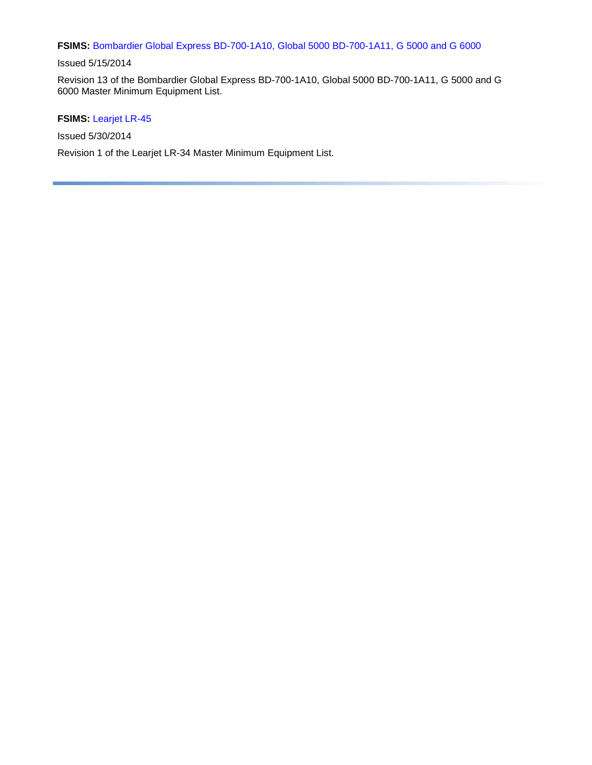**FSIMS:** Bombardier Global Express BD-700-1A10, Global 5000 BD-700-1A11, G 5000 and G 6000

Issued 5/15/2014

Revision 13 of the Bombardier Global Express BD-700-1A10, Global 5000 BD-700-1A11, G 5000 and G 6000 Master Minimum Equipment List.

**FSIMS:** Learjet LR-45

Issued 5/30/2014

Revision 1 of the Learjet LR-34 Master Minimum Equipment List.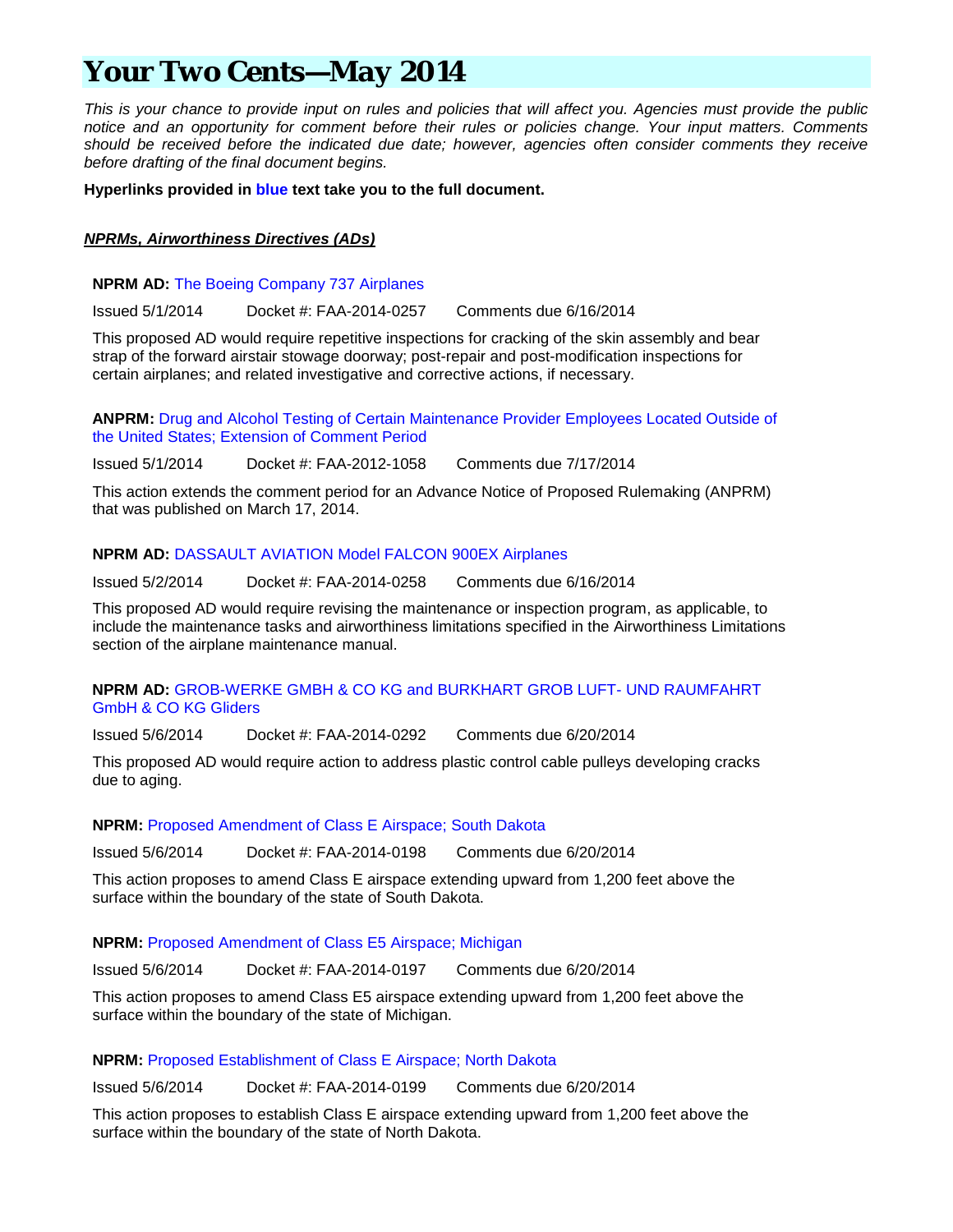# Your Two Cents—May 2014

*This is your chance to provide input on rules and policies that will affect you. Agencies must provide the public notice and an opportunity for comment before their rules or policies change. Your input matters. Comments should be received before the indicated due date; however, agencies often consider comments they receive before drafting of the final document begins.*

**Hyperlinks provided in blue text take you to the full document.**

***NPRMs, Airworthiness Directives (ADs)***

**NPRM AD:** The Boeing Company 737 Airplanes

Issued 5/1/2014 Docket #: FAA-2014-0257 Comments due 6/16/2014

This proposed AD would require repetitive inspections for cracking of the skin assembly and bear strap of the forward airstair stowage doorway; post-repair and post-modification inspections for certain airplanes; and related investigative and corrective actions, if necessary.

**ANPRM:** Drug and Alcohol Testing of Certain Maintenance Provider Employees Located Outside of the United States; Extension of Comment Period

Issued 5/1/2014 Docket #: FAA-2012-1058 Comments due 7/17/2014

This action extends the comment period for an Advance Notice of Proposed Rulemaking (ANPRM) that was published on March 17, 2014.

**NPRM AD:** DASSAULT AVIATION Model FALCON 900EX Airplanes

Issued 5/2/2014 Docket #: FAA-2014-0258 Comments due 6/16/2014

This proposed AD would require revising the maintenance or inspection program, as applicable, to include the maintenance tasks and airworthiness limitations specified in the Airworthiness Limitations section of the airplane maintenance manual.

**NPRM AD:** GROB-WERKE GMBH & CO KG and BURKHART GROB LUFT- UND RAUMFAHRT GmbH & CO KG Gliders

Issued 5/6/2014 Docket #: FAA-2014-0292 Comments due 6/20/2014

This proposed AD would require action to address plastic control cable pulleys developing cracks due to aging.

**NPRM:** Proposed Amendment of Class E Airspace; South Dakota

Issued 5/6/2014 Docket #: FAA-2014-0198 Comments due 6/20/2014

This action proposes to amend Class E airspace extending upward from 1,200 feet above the surface within the boundary of the state of South Dakota.

**NPRM:** Proposed Amendment of Class E5 Airspace; Michigan

Issued 5/6/2014 Docket #: FAA-2014-0197 Comments due 6/20/2014

This action proposes to amend Class E5 airspace extending upward from 1,200 feet above the surface within the boundary of the state of Michigan.

**NPRM:** Proposed Establishment of Class E Airspace; North Dakota

Issued 5/6/2014 Docket #: FAA-2014-0199 Comments due 6/20/2014

This action proposes to establish Class E airspace extending upward from 1,200 feet above the surface within the boundary of the state of North Dakota.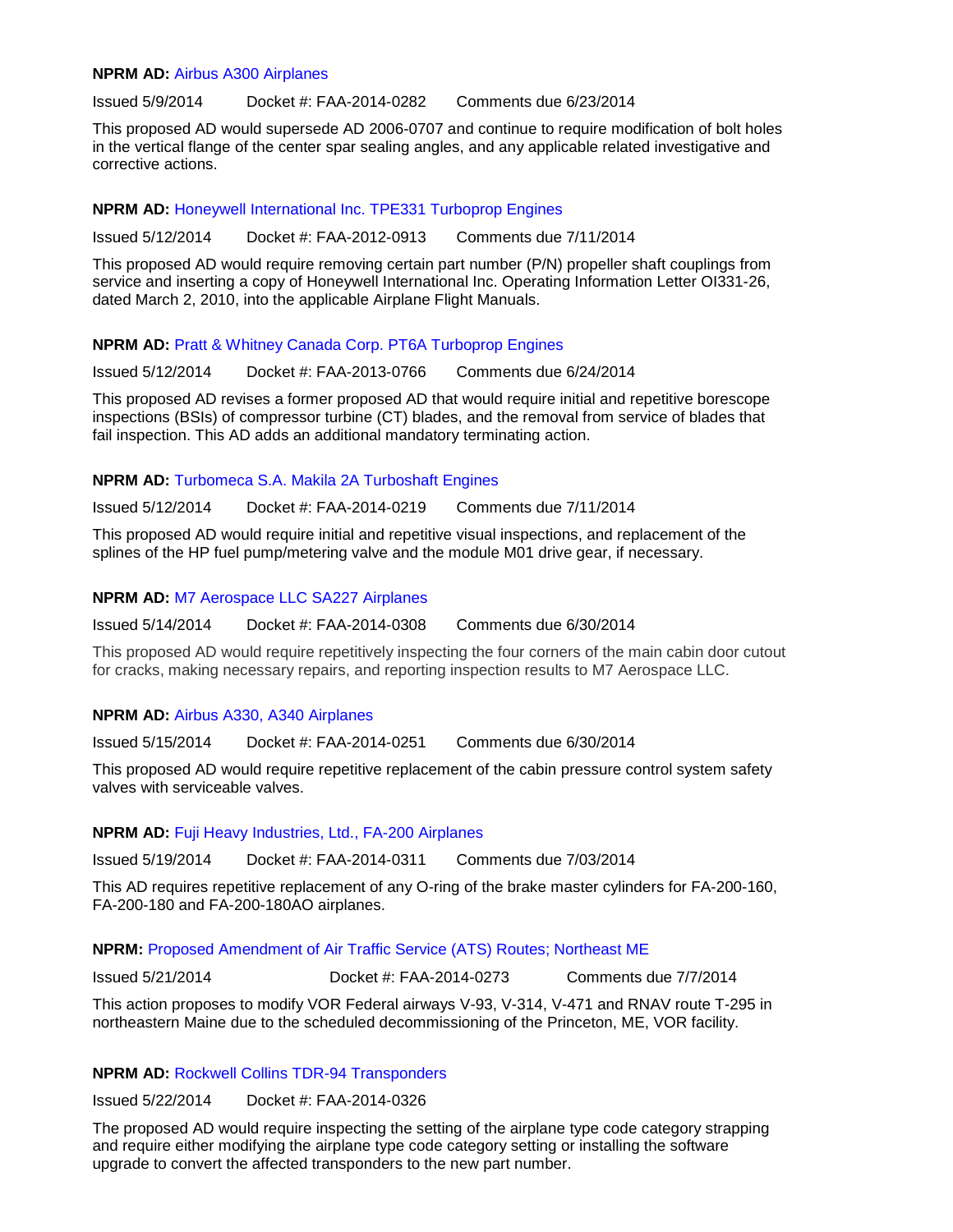**NPRM AD:** Airbus A300 Airplanes

Issued 5/9/2014 Docket #: FAA-2014-0282 Comments due 6/23/2014

This proposed AD would supersede AD 2006-0707 and continue to require modification of bolt holes in the vertical flange of the center spar sealing angles, and any applicable related investigative and corrective actions.

**NPRM AD:** Honeywell International Inc. TPE331 Turboprop Engines

Issued 5/12/2014 Docket #: FAA-2012-0913 Comments due 7/11/2014

This proposed AD would require removing certain part number (P/N) propeller shaft couplings from service and inserting a copy of Honeywell International Inc. Operating Information Letter OI331-26, dated March 2, 2010, into the applicable Airplane Flight Manuals.

**NPRM AD:** Pratt & Whitney Canada Corp. PT6A Turboprop Engines

Issued 5/12/2014 Docket #: FAA-2013-0766 Comments due 6/24/2014

This proposed AD revises a former proposed AD that would require initial and repetitive borescope inspections (BSIs) of compressor turbine (CT) blades, and the removal from service of blades that fail inspection. This AD adds an additional mandatory terminating action.

**NPRM AD:** Turbomeca S.A. Makila 2A Turboshaft Engines

Issued 5/12/2014 Docket #: FAA-2014-0219 Comments due 7/11/2014

This proposed AD would require initial and repetitive visual inspections, and replacement of the splines of the HP fuel pump/metering valve and the module M01 drive gear, if necessary.

**NPRM AD:** M7 Aerospace LLC SA227 Airplanes

Issued 5/14/2014 Docket #: FAA-2014-0308 Comments due 6/30/2014

This proposed AD would require repetitively inspecting the four corners of the main cabin door cutout for cracks, making necessary repairs, and reporting inspection results to M7 Aerospace LLC.

**NPRM AD:** Airbus A330, A340 Airplanes

Issued 5/15/2014 Docket #: FAA-2014-0251 Comments due 6/30/2014

This proposed AD would require repetitive replacement of the cabin pressure control system safety valves with serviceable valves.

**NPRM AD:** Fuji Heavy Industries, Ltd., FA-200 Airplanes

Issued 5/19/2014 Docket #: FAA-2014-0311 Comments due 7/03/2014

This AD requires repetitive replacement of any O-ring of the brake master cylinders for FA-200-160, FA-200-180 and FA-200-180AO airplanes.

**NPRM:** Proposed Amendment of Air Traffic Service (ATS) Routes; Northeast ME

Issued 5/21/2014 Docket #: FAA-2014-0273 Comments due 7/7/2014

This action proposes to modify VOR Federal airways V-93, V-314, V-471 and RNAV route T-295 in northeastern Maine due to the scheduled decommissioning of the Princeton, ME, VOR facility.

**NPRM AD:** Rockwell Collins TDR-94 Transponders

Issued 5/22/2014 Docket #: FAA-2014-0326

The proposed AD would require inspecting the setting of the airplane type code category strapping and require either modifying the airplane type code category setting or installing the software upgrade to convert the affected transponders to the new part number.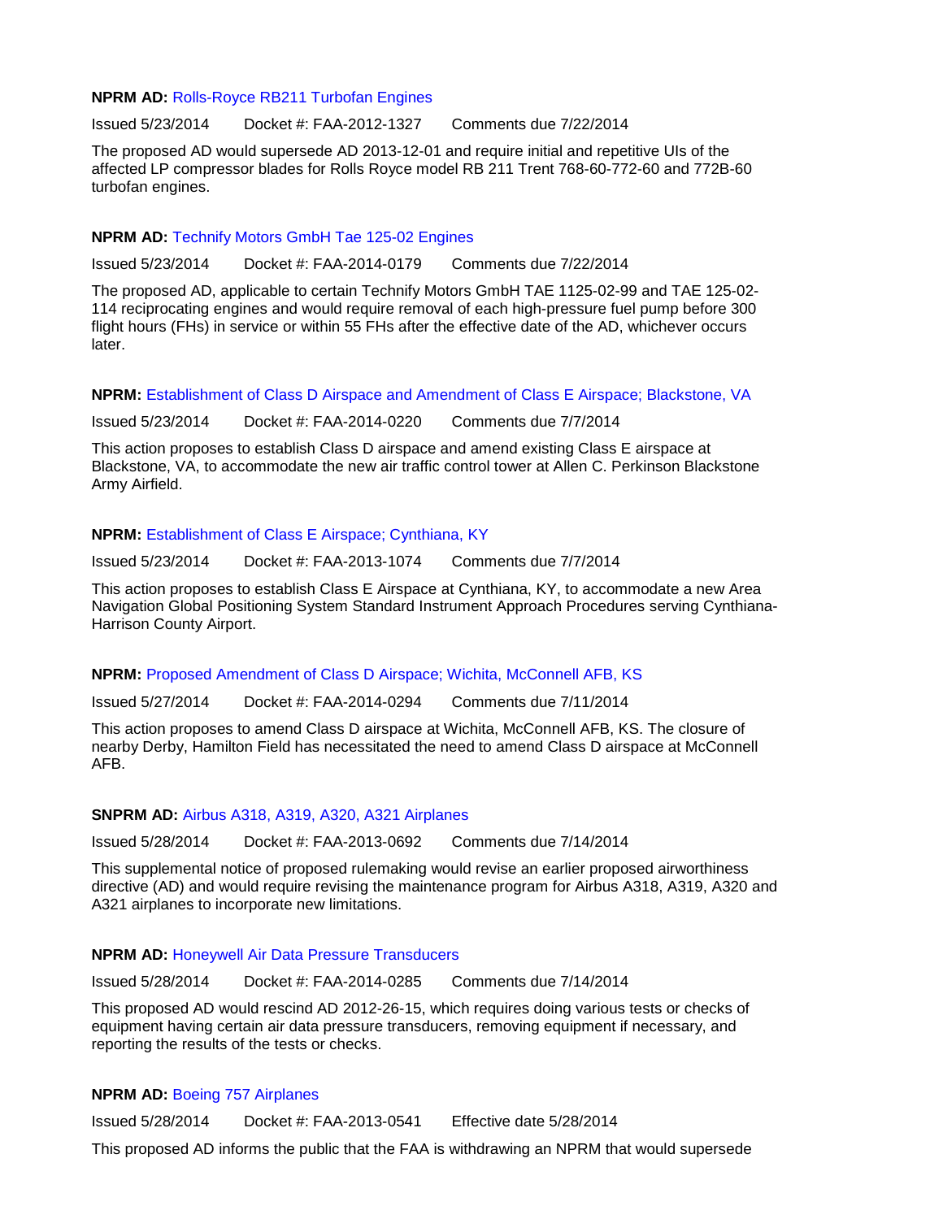**NPRM AD:** Rolls-Royce RB211 Turbofan Engines

Issued 5/23/2014 Docket #: FAA-2012-1327 Comments due 7/22/2014

The proposed AD would supersede AD 2013-12-01 and require initial and repetitive UIs of the affected LP compressor blades for Rolls Royce model RB 211 Trent 768-60-772-60 and 772B-60 turbofan engines.

**NPRM AD:** Technify Motors GmbH Tae 125-02 Engines

Issued 5/23/2014 Docket #: FAA-2014-0179 Comments due 7/22/2014

The proposed AD, applicable to certain Technify Motors GmbH TAE 1125-02-99 and TAE 125-02-114 reciprocating engines and would require removal of each high-pressure fuel pump before 300 flight hours (FHs) in service or within 55 FHs after the effective date of the AD, whichever occurs later.

**NPRM:** Establishment of Class D Airspace and Amendment of Class E Airspace; Blackstone, VA

Issued 5/23/2014 Docket #: FAA-2014-0220 Comments due 7/7/2014

This action proposes to establish Class D airspace and amend existing Class E airspace at Blackstone, VA, to accommodate the new air traffic control tower at Allen C. Perkinson Blackstone Army Airfield.

**NPRM:** Establishment of Class E Airspace; Cynthiana, KY

Issued 5/23/2014 Docket #: FAA-2013-1074 Comments due 7/7/2014

This action proposes to establish Class E Airspace at Cynthiana, KY, to accommodate a new Area Navigation Global Positioning System Standard Instrument Approach Procedures serving Cynthiana-Harrison County Airport.

**NPRM:** Proposed Amendment of Class D Airspace; Wichita, McConnell AFB, KS

Issued 5/27/2014 Docket #: FAA-2014-0294 Comments due 7/11/2014

This action proposes to amend Class D airspace at Wichita, McConnell AFB, KS. The closure of nearby Derby, Hamilton Field has necessitated the need to amend Class D airspace at McConnell AFB.

**SNPRM AD:** Airbus A318, A319, A320, A321 Airplanes

Issued 5/28/2014 Docket #: FAA-2013-0692 Comments due 7/14/2014

This supplemental notice of proposed rulemaking would revise an earlier proposed airworthiness directive (AD) and would require revising the maintenance program for Airbus A318, A319, A320 and A321 airplanes to incorporate new limitations.

**NPRM AD:** Honeywell Air Data Pressure Transducers

Issued 5/28/2014 Docket #: FAA-2014-0285 Comments due 7/14/2014

This proposed AD would rescind AD 2012-26-15, which requires doing various tests or checks of equipment having certain air data pressure transducers, removing equipment if necessary, and reporting the results of the tests or checks.

**NPRM AD:** Boeing 757 Airplanes

Issued 5/28/2014 Docket #: FAA-2013-0541 Effective date 5/28/2014

This proposed AD informs the public that the FAA is withdrawing an NPRM that would supersede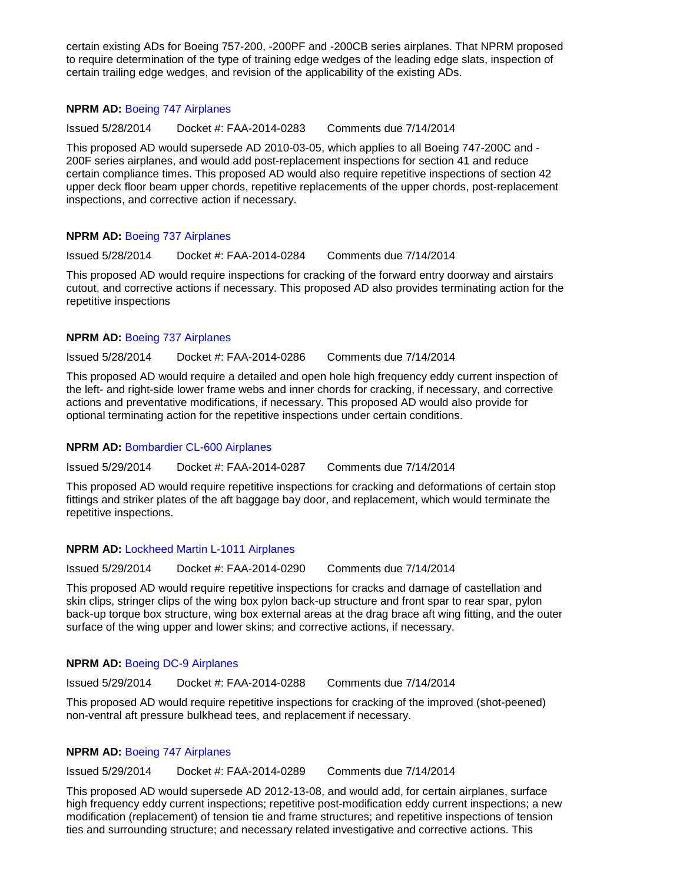certain existing ADs for Boeing 757-200, -200PF and -200CB series airplanes. That NPRM proposed to require determination of the type of training edge wedges of the leading edge slats, inspection of certain trailing edge wedges, and revision of the applicability of the existing ADs.

**NPRM AD:** Boeing 747 Airplanes

Issued 5/28/2014 Docket #: FAA-2014-0283 Comments due 7/14/2014

This proposed AD would supersede AD 2010-03-05, which applies to all Boeing 747-200C and -200F series airplanes, and would add post-replacement inspections for section 41 and reduce certain compliance times. This proposed AD would also require repetitive inspections of section 42 upper deck floor beam upper chords, repetitive replacements of the upper chords, post-replacement inspections, and corrective action if necessary.

**NPRM AD:** Boeing 737 Airplanes

Issued 5/28/2014 Docket #: FAA-2014-0284 Comments due 7/14/2014

This proposed AD would require inspections for cracking of the forward entry doorway and airstairs cutout, and corrective actions if necessary. This proposed AD also provides terminating action for the repetitive inspections

**NPRM AD:** Boeing 737 Airplanes

Issued 5/28/2014 Docket #: FAA-2014-0286 Comments due 7/14/2014

This proposed AD would require a detailed and open hole high frequency eddy current inspection of the left- and right-side lower frame webs and inner chords for cracking, if necessary, and corrective actions and preventative modifications, if necessary. This proposed AD would also provide for optional terminating action for the repetitive inspections under certain conditions.

**NPRM AD:** Bombardier CL-600 Airplanes

Issued 5/29/2014 Docket #: FAA-2014-0287 Comments due 7/14/2014

This proposed AD would require repetitive inspections for cracking and deformations of certain stop fittings and striker plates of the aft baggage bay door, and replacement, which would terminate the repetitive inspections.

**NPRM AD:** Lockheed Martin L-1011 Airplanes

Issued 5/29/2014 Docket #: FAA-2014-0290 Comments due 7/14/2014

This proposed AD would require repetitive inspections for cracks and damage of castellation and skin clips, stringer clips of the wing box pylon back-up structure and front spar to rear spar, pylon back-up torque box structure, wing box external areas at the drag brace aft wing fitting, and the outer surface of the wing upper and lower skins; and corrective actions, if necessary.

**NPRM AD:** Boeing DC-9 Airplanes

Issued 5/29/2014 Docket #: FAA-2014-0288 Comments due 7/14/2014

This proposed AD would require repetitive inspections for cracking of the improved (shot-peened) non-ventral aft pressure bulkhead tees, and replacement if necessary.

**NPRM AD:** Boeing 747 Airplanes

Issued 5/29/2014 Docket #: FAA-2014-0289 Comments due 7/14/2014

This proposed AD would supersede AD 2012-13-08, and would add, for certain airplanes, surface high frequency eddy current inspections; repetitive post-modification eddy current inspections; a new modification (replacement) of tension tie and frame structures; and repetitive inspections of tension ties and surrounding structure; and necessary related investigative and corrective actions. This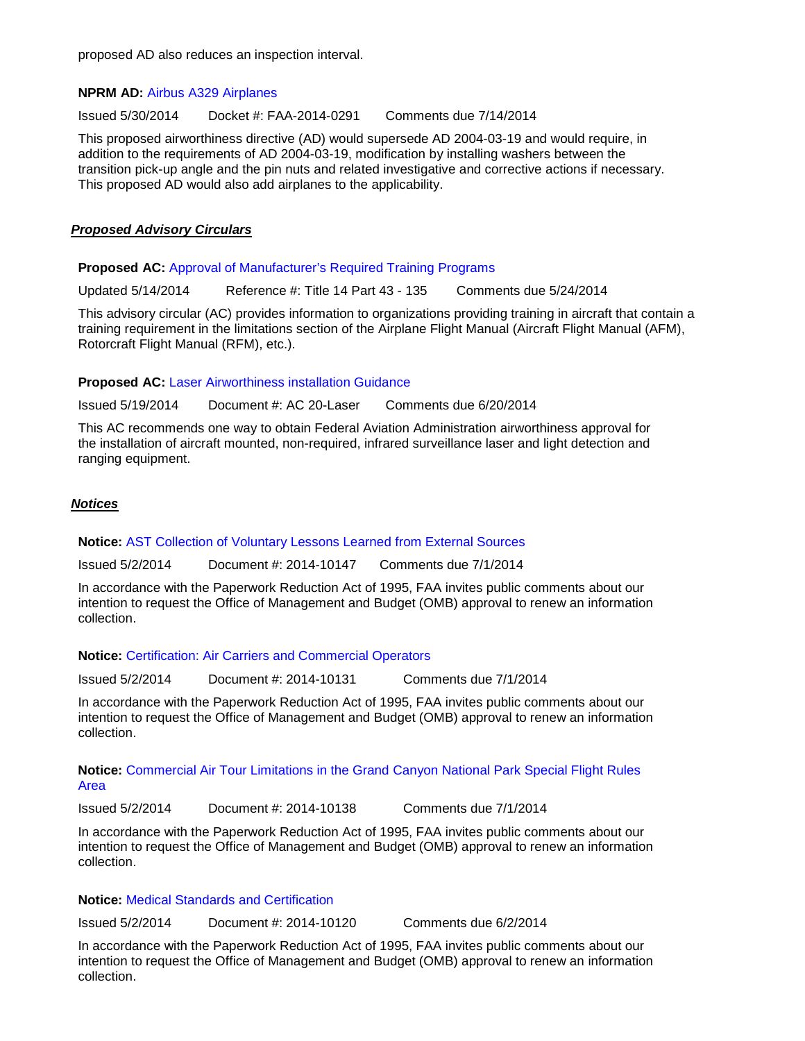proposed AD also reduces an inspection interval.

**NPRM AD:** Airbus A329 Airplanes

Issued 5/30/2014 Docket #: FAA-2014-0291 Comments due 7/14/2014

This proposed airworthiness directive (AD) would supersede AD 2004-03-19 and would require, in addition to the requirements of AD 2004-03-19, modification by installing washers between the transition pick-up angle and the pin nuts and related investigative and corrective actions if necessary. This proposed AD would also add airplanes to the applicability.

### ***Proposed Advisory Circulars***

**Proposed AC:** Approval of Manufacturer's Required Training Programs

Updated 5/14/2014 Reference #: Title 14 Part 43 - 135 Comments due 5/24/2014

This advisory circular (AC) provides information to organizations providing training in aircraft that contain a training requirement in the limitations section of the Airplane Flight Manual (Aircraft Flight Manual (AFM), Rotorcraft Flight Manual (RFM), etc.).

**Proposed AC:** Laser Airworthiness installation Guidance

Issued 5/19/2014 Document #: AC 20-Laser Comments due 6/20/2014

This AC recommends one way to obtain Federal Aviation Administration airworthiness approval for the installation of aircraft mounted, non-required, infrared surveillance laser and light detection and ranging equipment.

### ***Notices***

**Notice:** AST Collection of Voluntary Lessons Learned from External Sources

Issued 5/2/2014 Document #: 2014-10147 Comments due 7/1/2014

In accordance with the Paperwork Reduction Act of 1995, FAA invites public comments about our intention to request the Office of Management and Budget (OMB) approval to renew an information collection.

**Notice:** Certification: Air Carriers and Commercial Operators

Issued 5/2/2014 Document #: 2014-10131 Comments due 7/1/2014

In accordance with the Paperwork Reduction Act of 1995, FAA invites public comments about our intention to request the Office of Management and Budget (OMB) approval to renew an information collection.

**Notice:** Commercial Air Tour Limitations in the Grand Canyon National Park Special Flight Rules Area

Issued 5/2/2014 Document #: 2014-10138 Comments due 7/1/2014

In accordance with the Paperwork Reduction Act of 1995, FAA invites public comments about our intention to request the Office of Management and Budget (OMB) approval to renew an information collection.

**Notice:** Medical Standards and Certification

Issued 5/2/2014 Document #: 2014-10120 Comments due 6/2/2014

In accordance with the Paperwork Reduction Act of 1995, FAA invites public comments about our intention to request the Office of Management and Budget (OMB) approval to renew an information collection.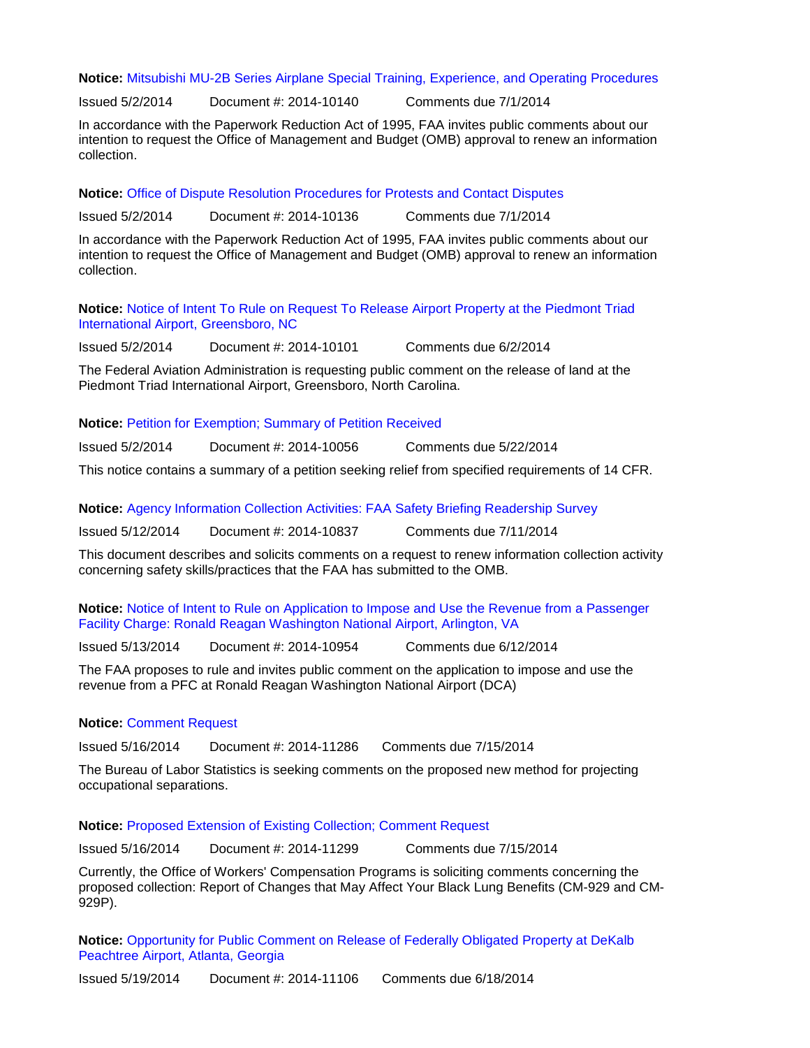**Notice:** Mitsubishi MU-2B Series Airplane Special Training, Experience, and Operating Procedures

Issued 5/2/2014  Document #: 2014-10140  Comments due 7/1/2014

In accordance with the Paperwork Reduction Act of 1995, FAA invites public comments about our intention to request the Office of Management and Budget (OMB) approval to renew an information collection.

**Notice:** Office of Dispute Resolution Procedures for Protests and Contact Disputes

Issued 5/2/2014  Document #: 2014-10136  Comments due 7/1/2014

In accordance with the Paperwork Reduction Act of 1995, FAA invites public comments about our intention to request the Office of Management and Budget (OMB) approval to renew an information collection.

**Notice:** Notice of Intent To Rule on Request To Release Airport Property at the Piedmont Triad International Airport, Greensboro, NC

Issued 5/2/2014  Document #: 2014-10101  Comments due 6/2/2014

The Federal Aviation Administration is requesting public comment on the release of land at the Piedmont Triad International Airport, Greensboro, North Carolina.

**Notice:** Petition for Exemption; Summary of Petition Received

Issued 5/2/2014  Document #: 2014-10056  Comments due 5/22/2014

This notice contains a summary of a petition seeking relief from specified requirements of 14 CFR.

**Notice:** Agency Information Collection Activities: FAA Safety Briefing Readership Survey

Issued 5/12/2014  Document #: 2014-10837  Comments due 7/11/2014

This document describes and solicits comments on a request to renew information collection activity concerning safety skills/practices that the FAA has submitted to the OMB.

**Notice:** Notice of Intent to Rule on Application to Impose and Use the Revenue from a Passenger Facility Charge: Ronald Reagan Washington National Airport, Arlington, VA

Issued 5/13/2014  Document #: 2014-10954  Comments due 6/12/2014

The FAA proposes to rule and invites public comment on the application to impose and use the revenue from a PFC at Ronald Reagan Washington National Airport (DCA)

**Notice:** Comment Request

Issued 5/16/2014  Document #: 2014-11286  Comments due 7/15/2014

The Bureau of Labor Statistics is seeking comments on the proposed new method for projecting occupational separations.

**Notice:** Proposed Extension of Existing Collection; Comment Request

Issued 5/16/2014  Document #: 2014-11299  Comments due 7/15/2014

Currently, the Office of Workers' Compensation Programs is soliciting comments concerning the proposed collection: Report of Changes that May Affect Your Black Lung Benefits (CM-929 and CM-929P).

**Notice:** Opportunity for Public Comment on Release of Federally Obligated Property at DeKalb Peachtree Airport, Atlanta, Georgia

Issued 5/19/2014  Document #: 2014-11106  Comments due 6/18/2014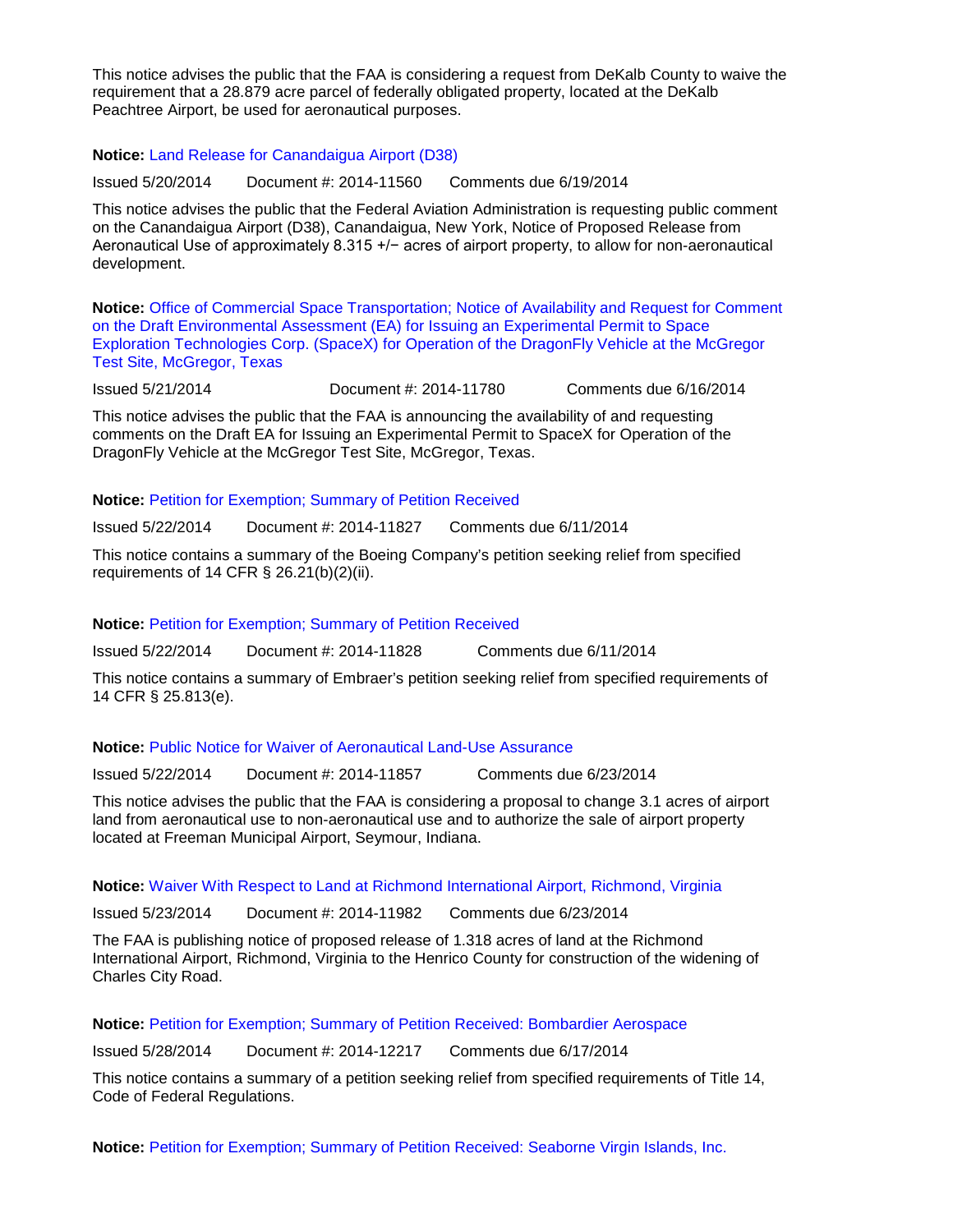This notice advises the public that the FAA is considering a request from DeKalb County to waive the requirement that a 28.879 acre parcel of federally obligated property, located at the DeKalb Peachtree Airport, be used for aeronautical purposes.

**Notice:** Land Release for Canandaigua Airport (D38)

Issued 5/20/2014   Document #: 2014-11560   Comments due 6/19/2014

This notice advises the public that the Federal Aviation Administration is requesting public comment on the Canandaigua Airport (D38), Canandaigua, New York, Notice of Proposed Release from Aeronautical Use of approximately 8.315 +/− acres of airport property, to allow for non-aeronautical development.

**Notice:** Office of Commercial Space Transportation; Notice of Availability and Request for Comment on the Draft Environmental Assessment (EA) for Issuing an Experimental Permit to Space Exploration Technologies Corp. (SpaceX) for Operation of the DragonFly Vehicle at the McGregor Test Site, McGregor, Texas

Issued 5/21/2014   Document #: 2014-11780   Comments due 6/16/2014

This notice advises the public that the FAA is announcing the availability of and requesting comments on the Draft EA for Issuing an Experimental Permit to SpaceX for Operation of the DragonFly Vehicle at the McGregor Test Site, McGregor, Texas.

**Notice:** Petition for Exemption; Summary of Petition Received

Issued 5/22/2014   Document #: 2014-11827   Comments due 6/11/2014

This notice contains a summary of the Boeing Company's petition seeking relief from specified requirements of 14 CFR § 26.21(b)(2)(ii).

**Notice:** Petition for Exemption; Summary of Petition Received

Issued 5/22/2014   Document #: 2014-11828   Comments due 6/11/2014

This notice contains a summary of Embraer's petition seeking relief from specified requirements of 14 CFR § 25.813(e).

**Notice:** Public Notice for Waiver of Aeronautical Land-Use Assurance

Issued 5/22/2014   Document #: 2014-11857   Comments due 6/23/2014

This notice advises the public that the FAA is considering a proposal to change 3.1 acres of airport land from aeronautical use to non-aeronautical use and to authorize the sale of airport property located at Freeman Municipal Airport, Seymour, Indiana.

**Notice:** Waiver With Respect to Land at Richmond International Airport, Richmond, Virginia

Issued 5/23/2014   Document #: 2014-11982   Comments due 6/23/2014

The FAA is publishing notice of proposed release of 1.318 acres of land at the Richmond International Airport, Richmond, Virginia to the Henrico County for construction of the widening of Charles City Road.

**Notice:** Petition for Exemption; Summary of Petition Received: Bombardier Aerospace

Issued 5/28/2014   Document #: 2014-12217   Comments due 6/17/2014

This notice contains a summary of a petition seeking relief from specified requirements of Title 14, Code of Federal Regulations.

**Notice:** Petition for Exemption; Summary of Petition Received: Seaborne Virgin Islands, Inc.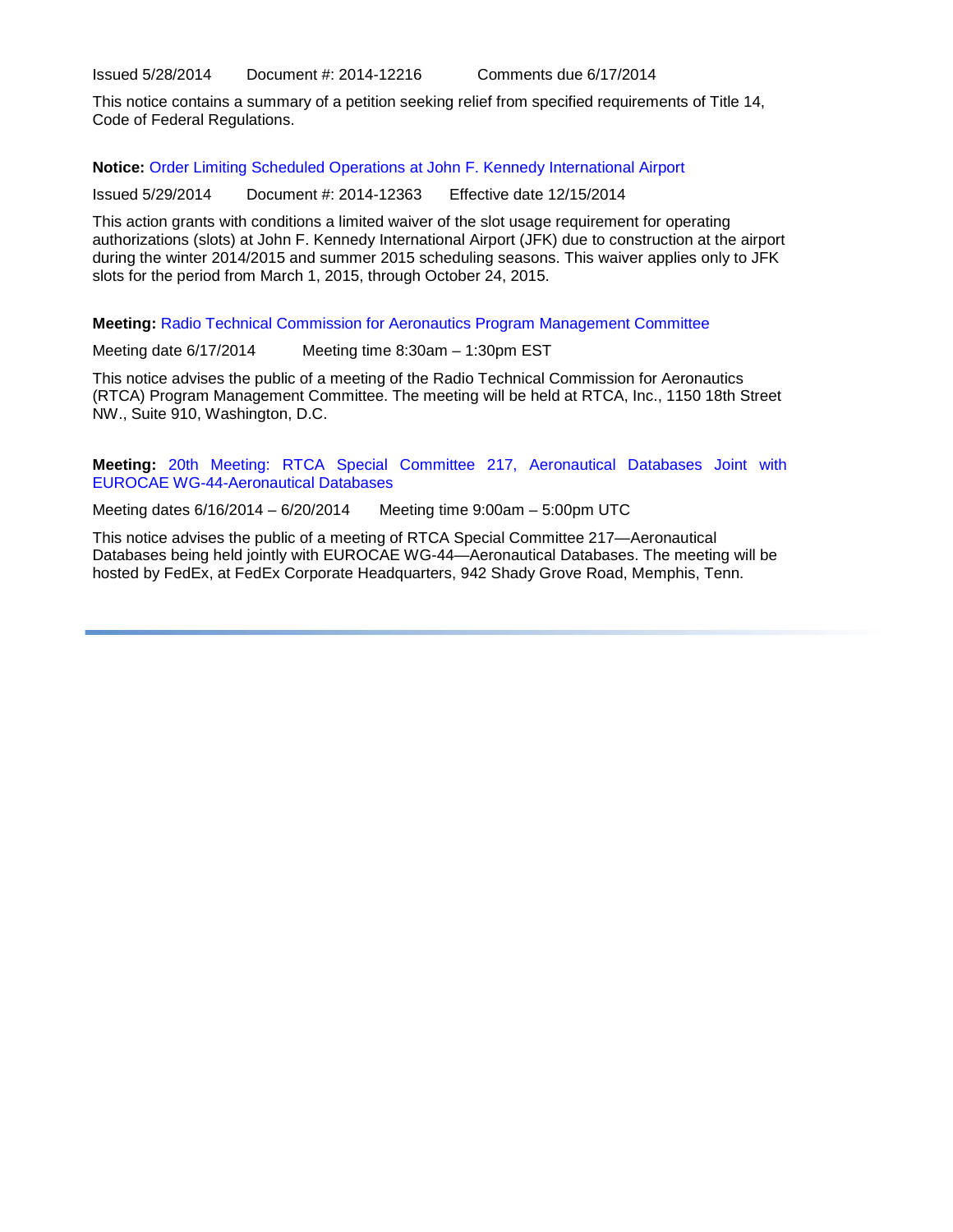Issued 5/28/2014 Document #: 2014-12216 Comments due 6/17/2014

This notice contains a summary of a petition seeking relief from specified requirements of Title 14, Code of Federal Regulations.

**Notice:** Order Limiting Scheduled Operations at John F. Kennedy International Airport

Issued 5/29/2014 Document #: 2014-12363 Effective date 12/15/2014

This action grants with conditions a limited waiver of the slot usage requirement for operating authorizations (slots) at John F. Kennedy International Airport (JFK) due to construction at the airport during the winter 2014/2015 and summer 2015 scheduling seasons. This waiver applies only to JFK slots for the period from March 1, 2015, through October 24, 2015.

**Meeting:** Radio Technical Commission for Aeronautics Program Management Committee

Meeting date 6/17/2014 Meeting time 8:30am – 1:30pm EST

This notice advises the public of a meeting of the Radio Technical Commission for Aeronautics (RTCA) Program Management Committee. The meeting will be held at RTCA, Inc., 1150 18th Street NW., Suite 910, Washington, D.C.

**Meeting:** 20th Meeting: RTCA Special Committee 217, Aeronautical Databases Joint with EUROCAE WG-44-Aeronautical Databases

Meeting dates 6/16/2014 – 6/20/2014 Meeting time 9:00am – 5:00pm UTC

This notice advises the public of a meeting of RTCA Special Committee 217—Aeronautical Databases being held jointly with EUROCAE WG-44—Aeronautical Databases. The meeting will be hosted by FedEx, at FedEx Corporate Headquarters, 942 Shady Grove Road, Memphis, Tenn.